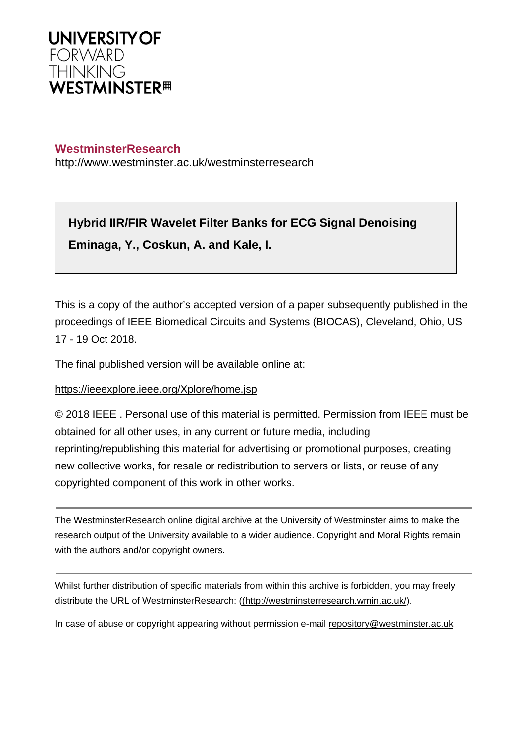UNIVERSITY OF
FORWARD
THINKING
WESTMINSTER

**WestminsterResearch**

http://www.westminster.ac.uk/westminsterresearch

**Hybrid IIR/FIR Wavelet Filter Banks for ECG Signal Denoising**

**Eminaga, Y., Coskun, A. and Kale, I.**

This is a copy of the author's accepted version of a paper subsequently published in the proceedings of IEEE Biomedical Circuits and Systems (BIOCAS), Cleveland, Ohio, US 17 - 19 Oct 2018.

The final published version will be available online at:

https://ieeexplore.ieee.org/Xplore/home.jsp

© 2018 IEEE . Personal use of this material is permitted. Permission from IEEE must be obtained for all other uses, in any current or future media, including reprinting/republishing this material for advertising or promotional purposes, creating new collective works, for resale or redistribution to servers or lists, or reuse of any copyrighted component of this work in other works.

---

The WestminsterResearch online digital archive at the University of Westminster aims to make the research output of the University available to a wider audience. Copyright and Moral Rights remain with the authors and/or copyright owners.

---

Whilst further distribution of specific materials from within this archive is forbidden, you may freely distribute the URL of WestminsterResearch: ((http://westminsterresearch.wmin.ac.uk/).

In case of abuse or copyright appearing without permission e-mail repository@westminster.ac.uk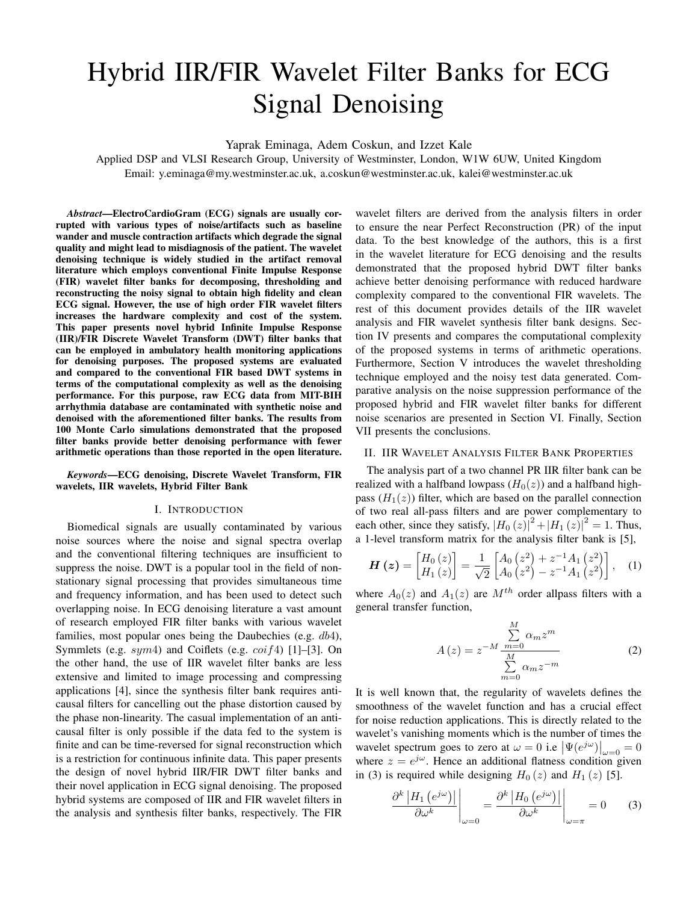# Hybrid IIR/FIR Wavelet Filter Banks for ECG Signal Denoising

Yaprak Eminaga, Adem Coskun, and Izzet Kale

Applied DSP and VLSI Research Group, University of Westminster, London, W1W 6UW, United Kingdom

Email: y.eminaga@my.westminster.ac.uk, a.coskun@westminster.ac.uk, kalei@westminster.ac.uk

***Abstract*—ElectroCardioGram (ECG) signals are usually corrupted with various types of noise/artifacts such as baseline wander and muscle contraction artifacts which degrade the signal quality and might lead to misdiagnosis of the patient. The wavelet denoising technique is widely studied in the artifact removal literature which employs conventional Finite Impulse Response (FIR) wavelet filter banks for decomposing, thresholding and reconstructing the noisy signal to obtain high fidelity and clean ECG signal. However, the use of high order FIR wavelet filters increases the hardware complexity and cost of the system. This paper presents novel hybrid Infinite Impulse Response (IIR)/FIR Discrete Wavelet Transform (DWT) filter banks that can be employed in ambulatory health monitoring applications for denoising purposes. The proposed systems are evaluated and compared to the conventional FIR based DWT systems in terms of the computational complexity as well as the denoising performance. For this purpose, raw ECG data from MIT-BIH arrhythmia database are contaminated with synthetic noise and denoised with the aforementioned filter banks. The results from 100 Monte Carlo simulations demonstrated that the proposed filter banks provide better denoising performance with fewer arithmetic operations than those reported in the open literature.**

***Keywords*—ECG denoising, Discrete Wavelet Transform, FIR wavelets, IIR wavelets, Hybrid Filter Bank**

## I. Introduction

Biomedical signals are usually contaminated by various noise sources where the noise and signal spectra overlap and the conventional filtering techniques are insufficient to suppress the noise. DWT is a popular tool in the field of non-stationary signal processing that provides simultaneous time and frequency information, and has been used to detect such overlapping noise. In ECG denoising literature a vast amount of research employed FIR filter banks with various wavelet families, most popular ones being the Daubechies (e.g. $db4$), Symmlets (e.g. $sym4$) and Coiflets (e.g. $coif4$) [1]–[3]. On the other hand, the use of IIR wavelet filter banks are less extensive and limited to image processing and compressing applications [4], since the synthesis filter bank requires anti-causal filters for cancelling out the phase distortion caused by the phase non-linearity. The casual implementation of an anti-causal filter is only possible if the data fed to the system is finite and can be time-reversed for signal reconstruction which is a restriction for continuous infinite data. This paper presents the design of novel hybrid IIR/FIR DWT filter banks and their novel application in ECG signal denoising. The proposed hybrid systems are composed of IIR and FIR wavelet filters in the analysis and synthesis filter banks, respectively. The FIR wavelet filters are derived from the analysis filters in order to ensure the near Perfect Reconstruction (PR) of the input data. To the best knowledge of the authors, this is a first in the wavelet literature for ECG denoising and the results demonstrated that the proposed hybrid DWT filter banks achieve better denoising performance with reduced hardware complexity compared to the conventional FIR wavelets. The rest of this document provides details of the IIR wavelet analysis and FIR wavelet synthesis filter bank designs. Section IV presents and compares the computational complexity of the proposed systems in terms of arithmetic operations. Furthermore, Section V introduces the wavelet thresholding technique employed and the noisy test data generated. Comparative analysis on the noise suppression performance of the proposed hybrid and FIR wavelet filter banks for different noise scenarios are presented in Section VI. Finally, Section VII presents the conclusions.

## II. IIR Wavelet Analysis Filter Bank Properties

The analysis part of a two channel PR IIR filter bank can be realized with a halfband lowpass ($H_0(z)$) and a halfband highpass ($H_1(z)$) filter, which are based on the parallel connection of two real all-pass filters and are power complementary to each other, since they satisfy, $|H_0(z)|^2 + |H_1(z)|^2 = 1$. Thus, a 1-level transform matrix for the analysis filter bank is [5],

$$\boldsymbol{H}(z) = \begin{bmatrix} H_0(z) \\ H_1(z) \end{bmatrix} = \frac{1}{\sqrt{2}} \begin{bmatrix} A_0(z^2) + z^{-1}A_1(z^2) \\ A_0(z^2) - z^{-1}A_1(z^2) \end{bmatrix}, \quad (1)$$

where $A_0(z)$ and $A_1(z)$ are $M^{th}$ order allpass filters with a general transfer function,

$$A(z) = z^{-M} \frac{\sum_{m=0}^{M} \alpha_m z^m}{\sum_{m=0}^{M} \alpha_m z^{-m}} \quad (2)$$

It is well known that, the regularity of wavelets defines the smoothness of the wavelet function and has a crucial effect for noise reduction applications. This is directly related to the wavelet's vanishing moments which is the number of times the wavelet spectrum goes to zero at $\omega = 0$ i.e $\left|\Psi(e^{j\omega})\right|_{\omega=0} = 0$ where $z = e^{j\omega}$. Hence an additional flatness condition given in (3) is required while designing $H_0(z)$ and $H_1(z)$ [5].

$$\left.\frac{\partial^k \left|H_1(e^{j\omega})\right|}{\partial \omega^k}\right|_{\omega=0} = \left.\frac{\partial^k \left|H_0(e^{j\omega})\right|}{\partial \omega^k}\right|_{\omega=\pi} = 0 \quad (3)$$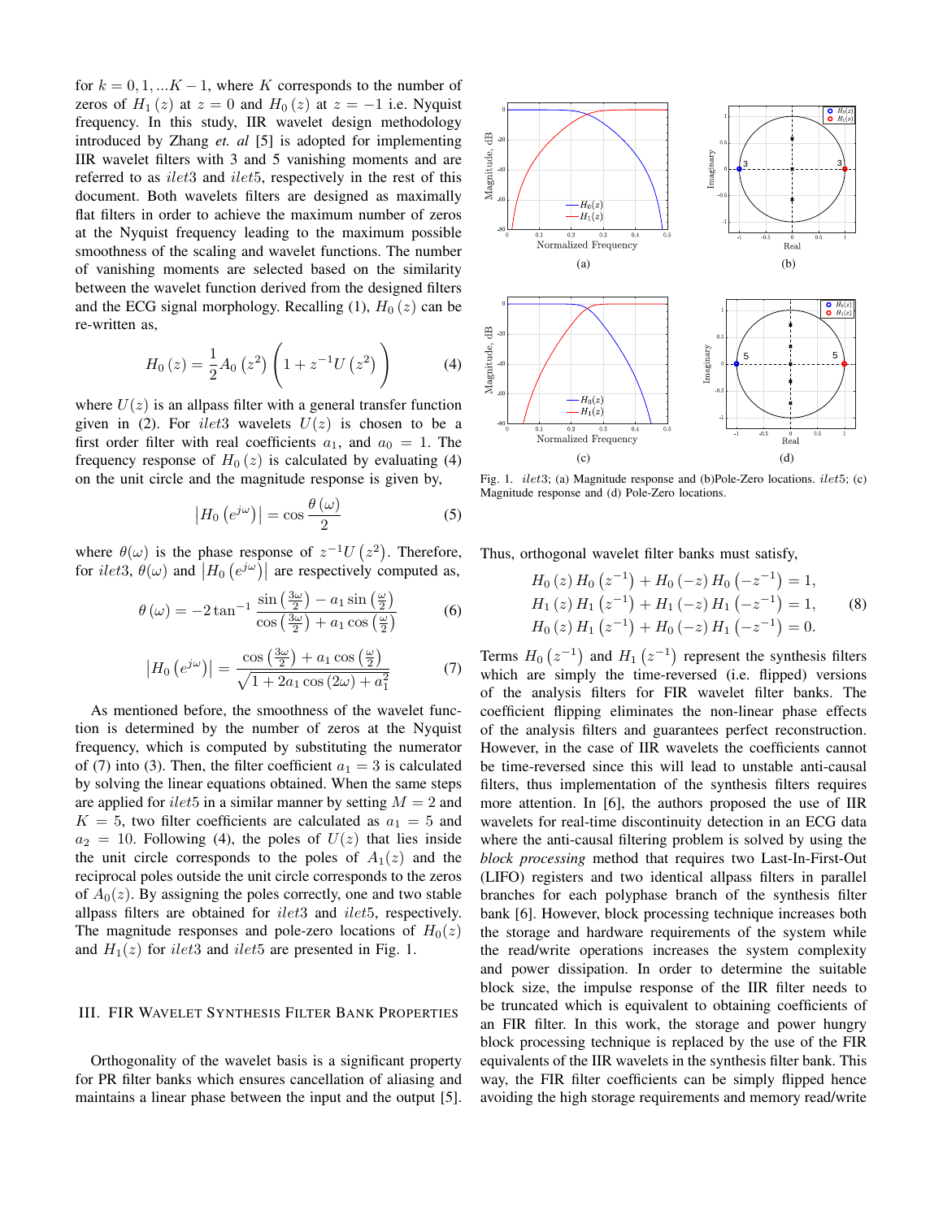for $k = 0, 1, ...K-1$, where $K$ corresponds to the number of zeros of $H_1(z)$ at $z = 0$ and $H_0(z)$ at $z = -1$ i.e. Nyquist frequency. In this study, IIR wavelet design methodology introduced by Zhang *et. al* [5] is adopted for implementing IIR wavelet filters with 3 and 5 vanishing moments and are referred to as $ilet3$ and $ilet5$, respectively in the rest of this document. Both wavelets filters are designed as maximally flat filters in order to achieve the maximum number of zeros at the Nyquist frequency leading to the maximum possible smoothness of the scaling and wavelet functions. The number of vanishing moments are selected based on the similarity between the wavelet function derived from the designed filters and the ECG signal morphology. Recalling (1), $H_0(z)$ can be re-written as,

$$H_0(z) = \frac{1}{2} A_0\left(z^2\right)\left(1 + z^{-1} U\left(z^2\right)\right) \tag{4}$$

where $U(z)$ is an allpass filter with a general transfer function given in (2). For $ilet3$ wavelets $U(z)$ is chosen to be a first order filter with real coefficients $a_1$, and $a_0 = 1$. The frequency response of $H_0(z)$ is calculated by evaluating (4) on the unit circle and the magnitude response is given by,

$$\left|H_0\left(e^{j\omega}\right)\right| = \cos\frac{\theta(\omega)}{2} \tag{5}$$

where $\theta(\omega)$ is the phase response of $z^{-1}U\left(z^2\right)$. Therefore, for $ilet3$, $\theta(\omega)$ and $\left|H_0\left(e^{j\omega}\right)\right|$ are respectively computed as,

$$\theta(\omega) = -2\tan^{-1}\frac{\sin\left(\frac{3\omega}{2}\right) - a_1 \sin\left(\frac{\omega}{2}\right)}{\cos\left(\frac{3\omega}{2}\right) + a_1 \cos\left(\frac{\omega}{2}\right)} \tag{6}$$

$$\left|H_0\left(e^{j\omega}\right)\right| = \frac{\cos\left(\frac{3\omega}{2}\right) + a_1\cos\left(\frac{\omega}{2}\right)}{\sqrt{1 + 2a_1\cos(2\omega) + a_1^2}} \tag{7}$$

As mentioned before, the smoothness of the wavelet function is determined by the number of zeros at the Nyquist frequency, which is computed by substituting the numerator of (7) into (3). Then, the filter coefficient $a_1 = 3$ is calculated by solving the linear equations obtained. When the same steps are applied for $ilet5$ in a similar manner by setting $M = 2$ and $K = 5$, two filter coefficients are calculated as $a_1 = 5$ and $a_2 = 10$. Following (4), the poles of $U(z)$ that lies inside the unit circle corresponds to the poles of $A_1(z)$ and the reciprocal poles outside the unit circle corresponds to the zeros of $A_0(z)$. By assigning the poles correctly, one and two stable allpass filters are obtained for $ilet3$ and $ilet5$, respectively. The magnitude responses and pole-zero locations of $H_0(z)$ and $H_1(z)$ for $ilet3$ and $ilet5$ are presented in Fig. 1.

Fig. 1. $ilet3$; (a) Magnitude response and (b)Pole-Zero locations. $ilet5$; (c) Magnitude response and (d) Pole-Zero locations.

## III. FIR Wavelet Synthesis Filter Bank Properties

Orthogonality of the wavelet basis is a significant property for PR filter banks which ensures cancellation of aliasing and maintains a linear phase between the input and the output [5]. Thus, orthogonal wavelet filter banks must satisfy,

$$\begin{aligned} H_0(z) H_0\left(z^{-1}\right) + H_0(-z) H_0\left(-z^{-1}\right) &= 1, \\ H_1(z) H_1\left(z^{-1}\right) + H_1(-z) H_1\left(-z^{-1}\right) &= 1, \\ H_0(z) H_1\left(z^{-1}\right) + H_0(-z) H_1\left(-z^{-1}\right) &= 0. \end{aligned} \tag{8}$$

Terms $H_0\left(z^{-1}\right)$ and $H_1\left(z^{-1}\right)$ represent the synthesis filters which are simply the time-reversed (i.e. flipped) versions of the analysis filters for FIR wavelet filter banks. The coefficient flipping eliminates the non-linear phase effects of the analysis filters and guarantees perfect reconstruction. However, in the case of IIR wavelets the coefficients cannot be time-reversed since this will lead to unstable anti-causal filters, thus implementation of the synthesis filters requires more attention. In [6], the authors proposed the use of IIR wavelets for real-time discontinuity detection in an ECG data where the anti-causal filtering problem is solved by using the *block processing* method that requires two Last-In-First-Out (LIFO) registers and two identical allpass filters in parallel branches for each polyphase branch of the synthesis filter bank [6]. However, block processing technique increases both the storage and hardware requirements of the system while the read/write operations increases the system complexity and power dissipation. In order to determine the suitable block size, the impulse response of the IIR filter needs to be truncated which is equivalent to obtaining coefficients of an FIR filter. In this work, the storage and power hungry block processing technique is replaced by the use of the FIR equivalents of the IIR wavelets in the synthesis filter bank. This way, the FIR filter coefficients can be simply flipped hence avoiding the high storage requirements and memory read/write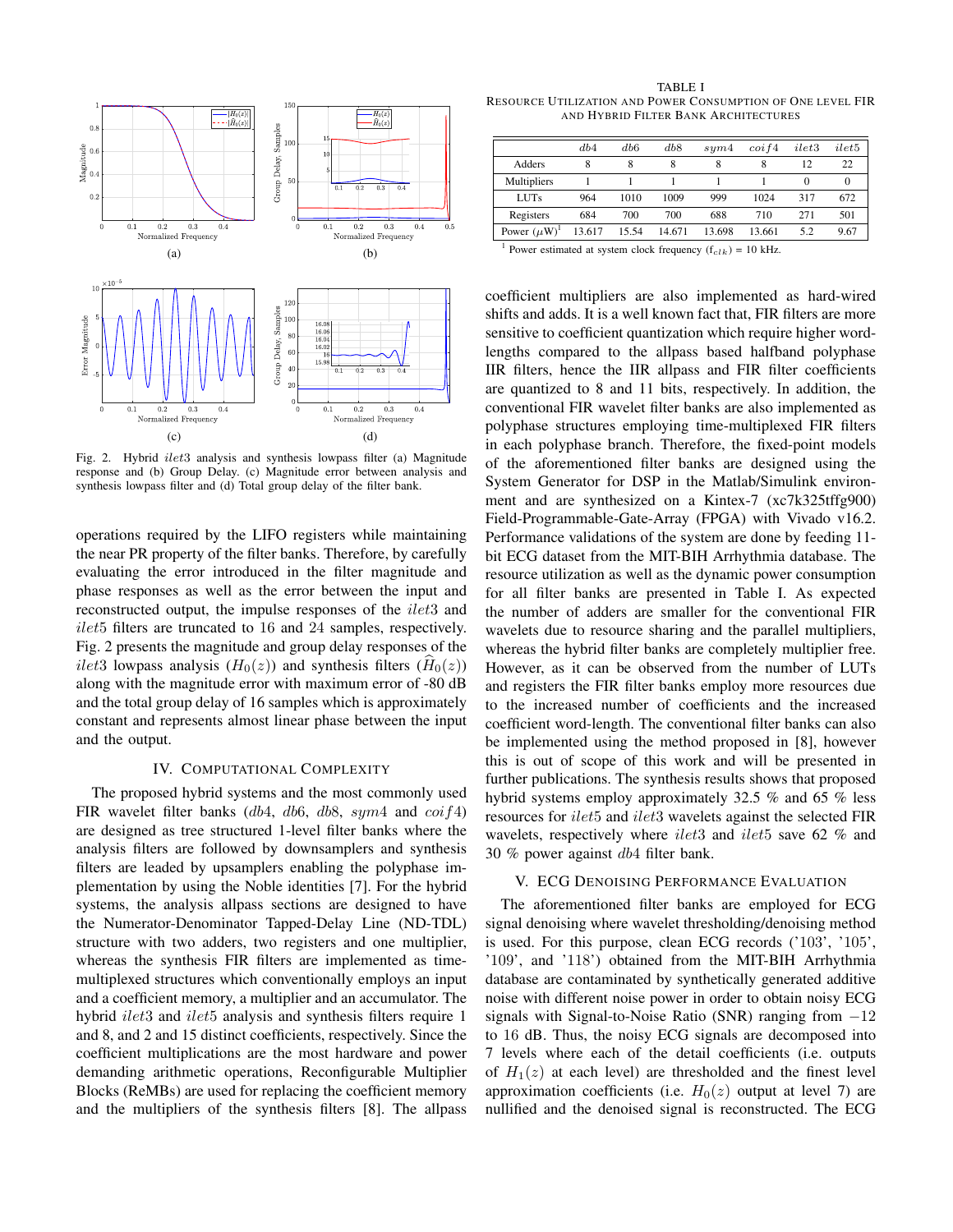Fig. 2. Hybrid $ilet3$ analysis and synthesis lowpass filter (a) Magnitude response and (b) Group Delay. (c) Magnitude error between analysis and synthesis lowpass filter and (d) Total group delay of the filter bank.

operations required by the LIFO registers while maintaining the near PR property of the filter banks. Therefore, by carefully evaluating the error introduced in the filter magnitude and phase responses as well as the error between the input and reconstructed output, the impulse responses of the $ilet3$ and $ilet5$ filters are truncated to 16 and 24 samples, respectively. Fig. 2 presents the magnitude and group delay responses of the $ilet3$ lowpass analysis ($H_0(z)$) and synthesis filters ($\widehat{H}_0(z)$) along with the magnitude error with maximum error of -80 dB and the total group delay of 16 samples which is approximately constant and represents almost linear phase between the input and the output.

## IV. Computational Complexity

The proposed hybrid systems and the most commonly used FIR wavelet filter banks ($db4$, $db6$, $db8$, $sym4$ and $coif4$) are designed as tree structured 1-level filter banks where the analysis filters are followed by downsamplers and synthesis filters are leaded by upsamplers enabling the polyphase implementation by using the Noble identities [7]. For the hybrid systems, the analysis allpass sections are designed to have the Numerator-Denominator Tapped-Delay Line (ND-TDL) structure with two adders, two registers and one multiplier, whereas the synthesis FIR filters are implemented as time-multiplexed structures which conventionally employs an input and a coefficient memory, a multiplier and an accumulator. The hybrid $ilet3$ and $ilet5$ analysis and synthesis filters require 1 and 8, and 2 and 15 distinct coefficients, respectively. Since the coefficient multiplications are the most hardware and power demanding arithmetic operations, Reconfigurable Multiplier Blocks (ReMBs) are used for replacing the coefficient memory and the multipliers of the synthesis filters [8]. The allpass coefficient multipliers are also implemented as hard-wired shifts and adds. It is a well known fact that, FIR filters are more sensitive to coefficient quantization which require higher word-lengths compared to the allpass based halfband polyphase IIR filters, hence the IIR allpass and FIR filter coefficients are quantized to 8 and 11 bits, respectively. In addition, the conventional FIR wavelet filter banks are also implemented as polyphase structures employing time-multiplexed FIR filters in each polyphase branch. Therefore, the fixed-point models of the aforementioned filter banks are designed using the System Generator for DSP in the Matlab/Simulink environment and are synthesized on a Kintex-7 (xc7k325tffg900) Field-Programmable-Gate-Array (FPGA) with Vivado v16.2. Performance validations of the system are done by feeding 11-bit ECG dataset from the MIT-BIH Arrhythmia database. The resource utilization as well as the dynamic power consumption for all filter banks are presented in Table I. As expected the number of adders are smaller for the conventional FIR wavelets due to resource sharing and the parallel multipliers, whereas the hybrid filter banks are completely multiplier free. However, as it can be observed from the number of LUTs and registers the FIR filter banks employ more resources due to the increased number of coefficients and the increased coefficient word-length. The conventional filter banks can also be implemented using the method proposed in [8], however this is out of scope of this work and will be presented in further publications. The synthesis results shows that proposed hybrid systems employ approximately 32.5 % and 65 % less resources for $ilet5$ and $ilet3$ wavelets against the selected FIR wavelets, respectively where $ilet3$ and $ilet5$ save 62 % and 30 % power against $db4$ filter bank.

TABLE I
Resource Utilization and Power Consumption of One level FIR and Hybrid Filter Bank Architectures

| | $db4$ | $db6$ | $db8$ | $sym4$ | $coif4$ | $ilet3$ | $ilet5$ |
|---|---|---|---|---|---|---|---|
| Adders | 8 | 8 | 8 | 8 | 8 | 12 | 22 |
| Multipliers | 1 | 1 | 1 | 1 | 1 | 0 | 0 |
| LUTs | 964 | 1010 | 1009 | 999 | 1024 | 317 | 672 |
| Registers | 684 | 700 | 700 | 688 | 710 | 271 | 501 |
| Power ($\mu$W)[1] | 13.617 | 15.54 | 14.671 | 13.698 | 13.661 | 5.2 | 9.67 |

[1] Power estimated at system clock frequency ($f_{clk}$) = 10 kHz.

## V. ECG Denoising Performance Evaluation

The aforementioned filter banks are employed for ECG signal denoising where wavelet thresholding/denoising method is used. For this purpose, clean ECG records ('103', '105', '109', and '118') obtained from the MIT-BIH Arrhythmia database are contaminated by synthetically generated additive noise with different noise power in order to obtain noisy ECG signals with Signal-to-Noise Ratio (SNR) ranging from $-12$ to 16 dB. Thus, the noisy ECG signals are decomposed into 7 levels where each of the detail coefficients (i.e. outputs of $H_1(z)$ at each level) are thresholded and the finest level approximation coefficients (i.e. $H_0(z)$ output at level 7) are nullified and the denoised signal is reconstructed. The ECG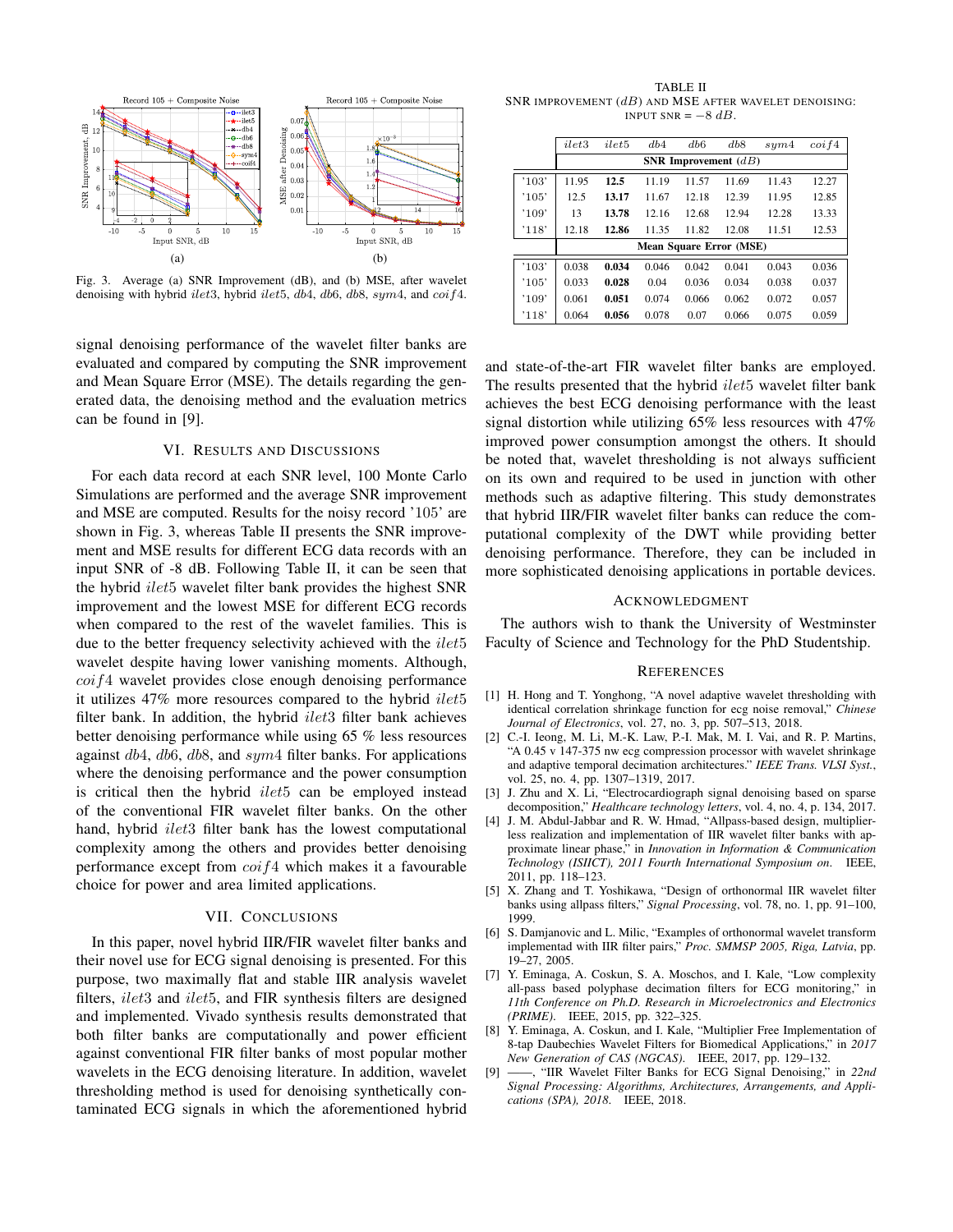Record 105 + Composite Noise

SNR Improvement, dB

Input SNR, dB

ilet3
ilet5
db4
db6
db8
sym4
coif4

(a)

Record 105 + Composite Noise

MSE after Denoising

Input SNR, dB

$\times 10^{-3}$

(b)

Fig. 3. Average (a) SNR Improvement (dB), and (b) MSE, after wavelet denoising with hybrid $ilet3$, hybrid $ilet5$, $db4$, $db6$, $db8$, $sym4$, and $coif4$.

signal denoising performance of the wavelet filter banks are evaluated and compared by computing the SNR improvement and Mean Square Error (MSE). The details regarding the generated data, the denoising method and the evaluation metrics can be found in [9].

## VI. Results and Discussions

For each data record at each SNR level, 100 Monte Carlo Simulations are performed and the average SNR improvement and MSE are computed. Results for the noisy record '105' are shown in Fig. 3, whereas Table II presents the SNR improvement and MSE results for different ECG data records with an input SNR of -8 dB. Following Table II, it can be seen that the hybrid $ilet5$ wavelet filter bank provides the highest SNR improvement and the lowest MSE for different ECG records when compared to the rest of the wavelet families. This is due to the better frequency selectivity achieved with the $ilet5$ wavelet despite having lower vanishing moments. Although, $coif4$ wavelet provides close enough denoising performance it utilizes 47% more resources compared to the hybrid $ilet5$ filter bank. In addition, the hybrid $ilet3$ filter bank achieves better denoising performance while using 65 % less resources against $db4$, $db6$, $db8$, and $sym4$ filter banks. For applications where the denoising performance and the power consumption is critical then the hybrid $ilet5$ can be employed instead of the conventional FIR wavelet filter banks. On the other hand, hybrid $ilet3$ filter bank has the lowest computational complexity among the others and provides better denoising performance except from $coif4$ which makes it a favourable choice for power and area limited applications.

## VII. Conclusions

In this paper, novel hybrid IIR/FIR wavelet filter banks and their novel use for ECG signal denoising is presented. For this purpose, two maximally flat and stable IIR analysis wavelet filters, $ilet3$ and $ilet5$, and FIR synthesis filters are designed and implemented. Vivado synthesis results demonstrated that both filter banks are computationally and power efficient against conventional FIR filter banks of most popular mother wavelets in the ECG denoising literature. In addition, wavelet thresholding method is used for denoising synthetically contaminated ECG signals in which the aforementioned hybrid and state-of-the-art FIR wavelet filter banks are employed. The results presented that the hybrid $ilet5$ wavelet filter bank achieves the best ECG denoising performance with the least signal distortion while utilizing 65% less resources with 47% improved power consumption amongst the others. It should be noted that, wavelet thresholding is not always sufficient on its own and required to be used in junction with other methods such as adaptive filtering. This study demonstrates that hybrid IIR/FIR wavelet filter banks can reduce the computational complexity of the DWT while providing better denoising performance. Therefore, they can be included in more sophisticated denoising applications in portable devices.

TABLE II
SNR improvement ($dB$) and MSE after wavelet denoising: input SNR $= -8\ dB$.

| | $ilet3$ | $ilet5$ | $db4$ | $db6$ | $db8$ | $sym4$ | $coif4$ |
|---|---|---|---|---|---|---|---|
| | **SNR Improvement ($dB$)** | | | | | | |
| '103' | 11.95 | **12.5** | 11.19 | 11.57 | 11.69 | 11.43 | 12.27 |
| '105' | 12.5 | **13.17** | 11.67 | 12.18 | 12.39 | 11.95 | 12.85 |
| '109' | 13 | **13.78** | 12.16 | 12.68 | 12.94 | 12.28 | 13.33 |
| '118' | 12.18 | **12.86** | 11.35 | 11.82 | 12.08 | 11.51 | 12.53 |
| | **Mean Square Error (MSE)** | | | | | | |
| '103' | 0.038 | **0.034** | 0.046 | 0.042 | 0.041 | 0.043 | 0.036 |
| '105' | 0.033 | **0.028** | 0.04 | 0.036 | 0.034 | 0.038 | 0.037 |
| '109' | 0.061 | **0.051** | 0.074 | 0.066 | 0.062 | 0.072 | 0.057 |
| '118' | 0.064 | **0.056** | 0.078 | 0.07 | 0.066 | 0.075 | 0.059 |

## Acknowledgment

The authors wish to thank the University of Westminster Faculty of Science and Technology for the PhD Studentship.

## References

[1] H. Hong and T. Yonghong, "A novel adaptive wavelet thresholding with identical correlation shrinkage function for ecg noise removal," *Chinese Journal of Electronics*, vol. 27, no. 3, pp. 507–513, 2018.

[2] C.-I. Ieong, M. Li, M.-K. Law, P.-I. Mak, M. I. Vai, and R. P. Martins, "A 0.45 v 147-375 nw ecg compression processor with wavelet shrinkage and adaptive temporal decimation architectures." *IEEE Trans. VLSI Syst.*, vol. 25, no. 4, pp. 1307–1319, 2017.

[3] J. Zhu and X. Li, "Electrocardiograph signal denoising based on sparse decomposition," *Healthcare technology letters*, vol. 4, no. 4, p. 134, 2017.

[4] J. M. Abdul-Jabbar and R. W. Hmad, "Allpass-based design, multiplierless realization and implementation of IIR wavelet filter banks with approximate linear phase," in *Innovation in Information & Communication Technology (ISIICT), 2011 Fourth International Symposium on*. IEEE, 2011, pp. 118–123.

[5] X. Zhang and T. Yoshikawa, "Design of orthonormal IIR wavelet filter banks using allpass filters," *Signal Processing*, vol. 78, no. 1, pp. 91–100, 1999.

[6] S. Damjanovic and L. Milic, "Examples of orthonormal wavelet transform implementad with IIR filter pairs," *Proc. SMMSP 2005, Riga, Latvia*, pp. 19–27, 2005.

[7] Y. Eminaga, A. Coskun, S. A. Moschos, and I. Kale, "Low complexity all-pass based polyphase decimation filters for ECG monitoring," in *11th Conference on Ph.D. Research in Microelectronics and Electronics (PRIME)*. IEEE, 2015, pp. 322–325.

[8] Y. Eminaga, A. Coskun, and I. Kale, "Multiplier Free Implementation of 8-tap Daubechies Wavelet Filters for Biomedical Applications," in *2017 New Generation of CAS (NGCAS)*. IEEE, 2017, pp. 129–132.

[9] ——, "IIR Wavelet Filter Banks for ECG Signal Denoising," in *22nd Signal Processing: Algorithms, Architectures, Arrangements, and Applications (SPA), 2018*. IEEE, 2018.